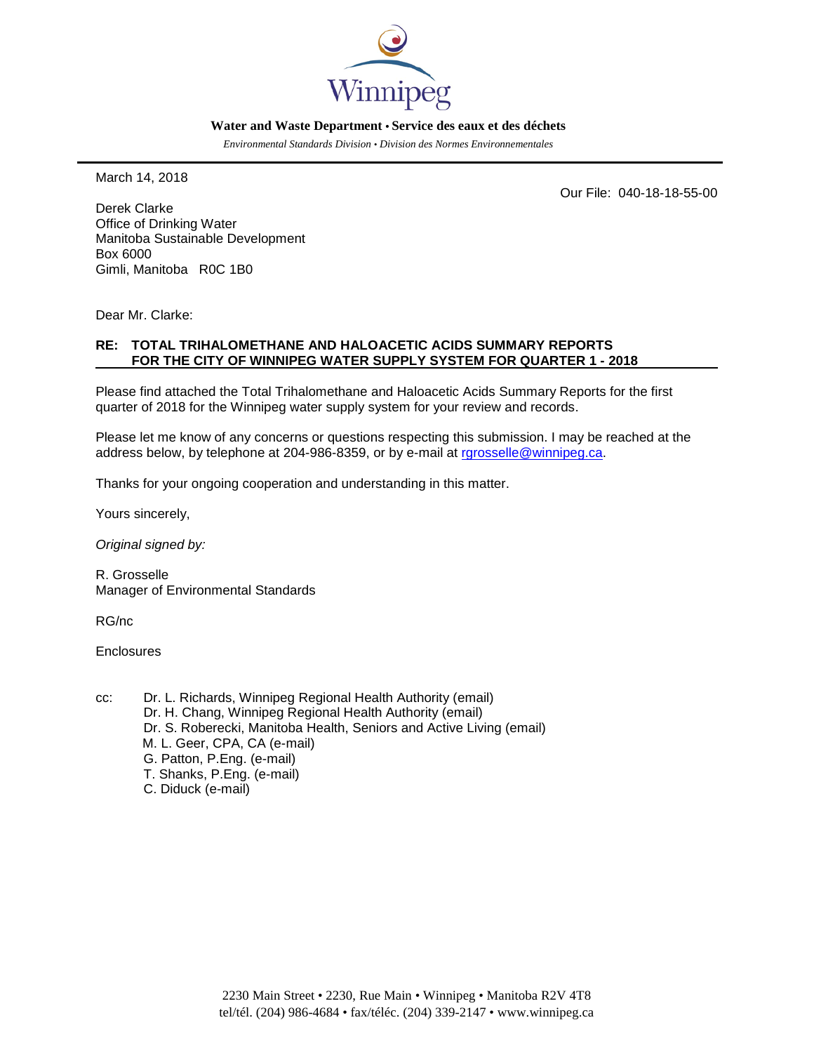**Water and Waste Department • Service des eaux et des déchets**

*Environmental Standards Division • Division des Normes Environnementales*

March 14, 2018

Our File: 040-18-18-55-00

Derek Clarke
Office of Drinking Water
Manitoba Sustainable Development
Box 6000
Gimli, Manitoba R0C 1B0

Dear Mr. Clarke:

**RE: TOTAL TRIHALOMETHANE AND HALOACETIC ACIDS SUMMARY REPORTS FOR THE CITY OF WINNIPEG WATER SUPPLY SYSTEM FOR QUARTER 1 - 2018**

Please find attached the Total Trihalomethane and Haloacetic Acids Summary Reports for the first quarter of 2018 for the Winnipeg water supply system for your review and records.

Please let me know of any concerns or questions respecting this submission. I may be reached at the address below, by telephone at 204-986-8359, or by e-mail at rgrosselle@winnipeg.ca.

Thanks for your ongoing cooperation and understanding in this matter.

Yours sincerely,

*Original signed by:*

R. Grosselle
Manager of Environmental Standards

RG/nc

Enclosures

cc: Dr. L. Richards, Winnipeg Regional Health Authority (email)
Dr. H. Chang, Winnipeg Regional Health Authority (email)
Dr. S. Roberecki, Manitoba Health, Seniors and Active Living (email)
M. L. Geer, CPA, CA (e-mail)
G. Patton, P.Eng. (e-mail)
T. Shanks, P.Eng. (e-mail)
C. Diduck (e-mail)

2230 Main Street • 2230, Rue Main • Winnipeg • Manitoba R2V 4T8
tel/tél. (204) 986-4684 • fax/téléc. (204) 339-2147 • www.winnipeg.ca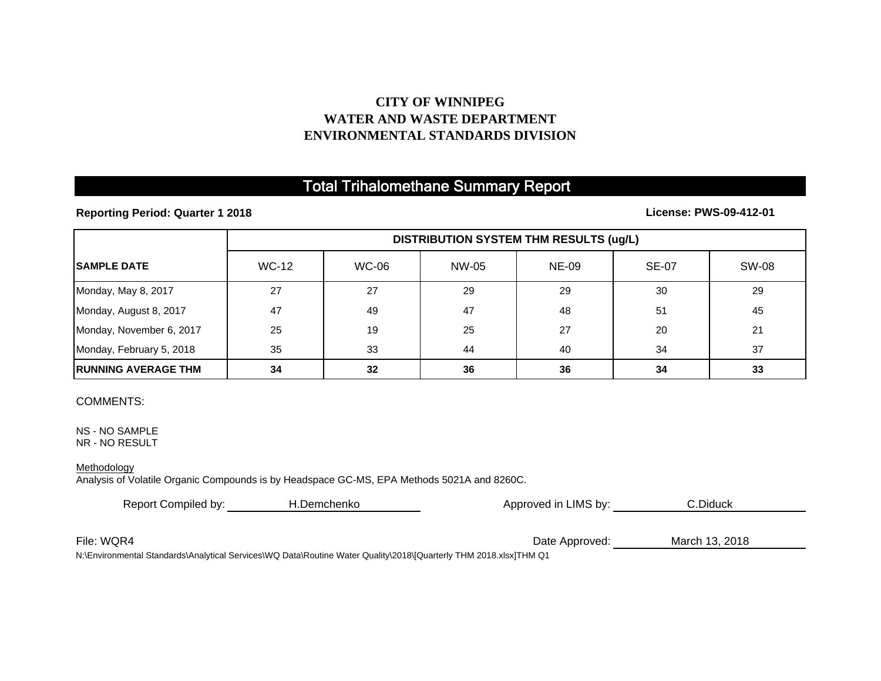**CITY OF WINNIPEG**
**WATER AND WASTE DEPARTMENT**
**ENVIRONMENTAL STANDARDS DIVISION**

# Total Trihalomethane Summary Report

**Reporting Period: Quarter 1 2018** **License: PWS-09-412-01**

| | DISTRIBUTION SYSTEM THM RESULTS (ug/L) | | | | | |
|---|---|---|---|---|---|---|
| **SAMPLE DATE** | WC-12 | WC-06 | NW-05 | NE-09 | SE-07 | SW-08 |
| Monday, May 8, 2017 | 27 | 27 | 29 | 29 | 30 | 29 |
| Monday, August 8, 2017 | 47 | 49 | 47 | 48 | 51 | 45 |
| Monday, November 6, 2017 | 25 | 19 | 25 | 27 | 20 | 21 |
| Monday, February 5, 2018 | 35 | 33 | 44 | 40 | 34 | 37 |
| **RUNNING AVERAGE THM** | **34** | **32** | **36** | **36** | **34** | **33** |

COMMENTS:

NS - NO SAMPLE
NR - NO RESULT

Methodology
Analysis of Volatile Organic Compounds is by Headspace GC-MS, EPA Methods 5021A and 8260C.

Report Compiled by: H.Demchenko  Approved in LIMS by: C.Diduck

File: WQR4  Date Approved: March 13, 2018

N:\Environmental Standards\Analytical Services\WQ Data\Routine Water Quality\2018\[Quarterly THM 2018.xlsx]THM Q1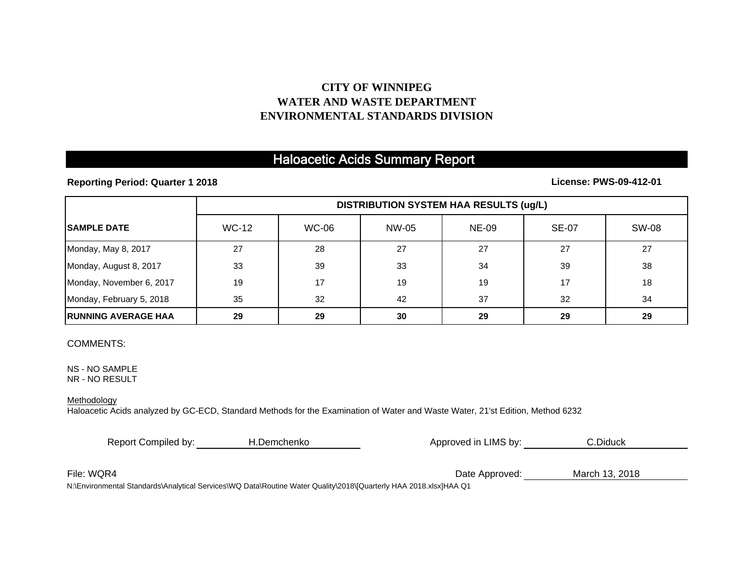**CITY OF WINNIPEG**
**WATER AND WASTE DEPARTMENT**
**ENVIRONMENTAL STANDARDS DIVISION**

## Haloacetic Acids Summary Report

**Reporting Period: Quarter 1 2018** **License: PWS-09-412-01**

| | DISTRIBUTION SYSTEM HAA RESULTS (ug/L) | | | | | |
|---|---|---|---|---|---|---|
| **SAMPLE DATE** | WC-12 | WC-06 | NW-05 | NE-09 | SE-07 | SW-08 |
| Monday, May 8, 2017 | 27 | 28 | 27 | 27 | 27 | 27 |
| Monday, August 8, 2017 | 33 | 39 | 33 | 34 | 39 | 38 |
| Monday, November 6, 2017 | 19 | 17 | 19 | 19 | 17 | 18 |
| Monday, February 5, 2018 | 35 | 32 | 42 | 37 | 32 | 34 |
| **RUNNING AVERAGE HAA** | **29** | **29** | **30** | **29** | **29** | **29** |

COMMENTS:

NS - NO SAMPLE
NR - NO RESULT

Methodology
Haloacetic Acids analyzed by GC-ECD, Standard Methods for the Examination of Water and Waste Water, 21'st Edition, Method 6232

Report Compiled by: H.Demchenko Approved in LIMS by: C.Diduck

File: WQR4 Date Approved: March 13, 2018

N:\Environmental Standards\Analytical Services\WQ Data\Routine Water Quality\2018\[Quarterly HAA 2018.xlsx]HAA Q1